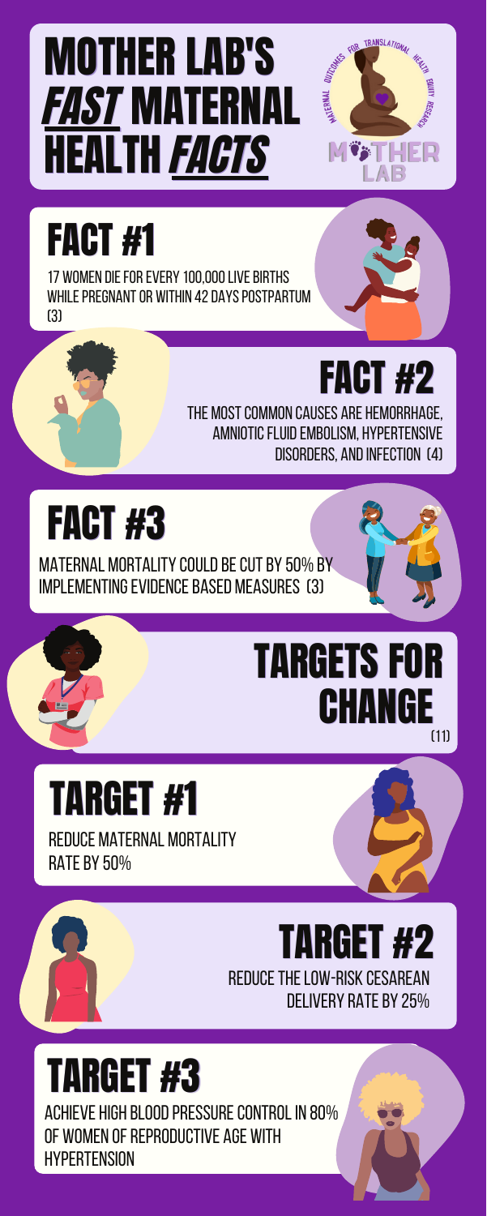# MOTHER LAB'S *FAST* MATERNAL HEALTH *FACTS*

MATERNAL OUTCOMES FOR TRANSLATIONAL HEALTH EQUITY RESEARCH

MOTHER LAB

## FACT #1

17 WOMEN DIE FOR EVERY 100,000 LIVE BIRTHS WHILE PREGNANT OR WITHIN 42 DAYS POSTPARTUM (3)

## FACT #2

THE MOST COMMON CAUSES ARE HEMORRHAGE, AMNIOTIC FLUID EMBOLISM, HYPERTENSIVE DISORDERS, AND INFECTION (4)

## FACT #3

MATERNAL MORTALITY COULD BE CUT BY 50% BY IMPLEMENTING EVIDENCE BASED MEASURES (3)

## TARGETS FOR CHANGE

(11)

## TARGET #1

REDUCE MATERNAL MORTALITY RATE BY 50%

## TARGET #2

REDUCE THE LOW-RISK CESAREAN DELIVERY RATE BY 25%

## TARGET #3

ACHIEVE HIGH BLOOD PRESSURE CONTROL IN 80% OF WOMEN OF REPRODUCTIVE AGE WITH HYPERTENSION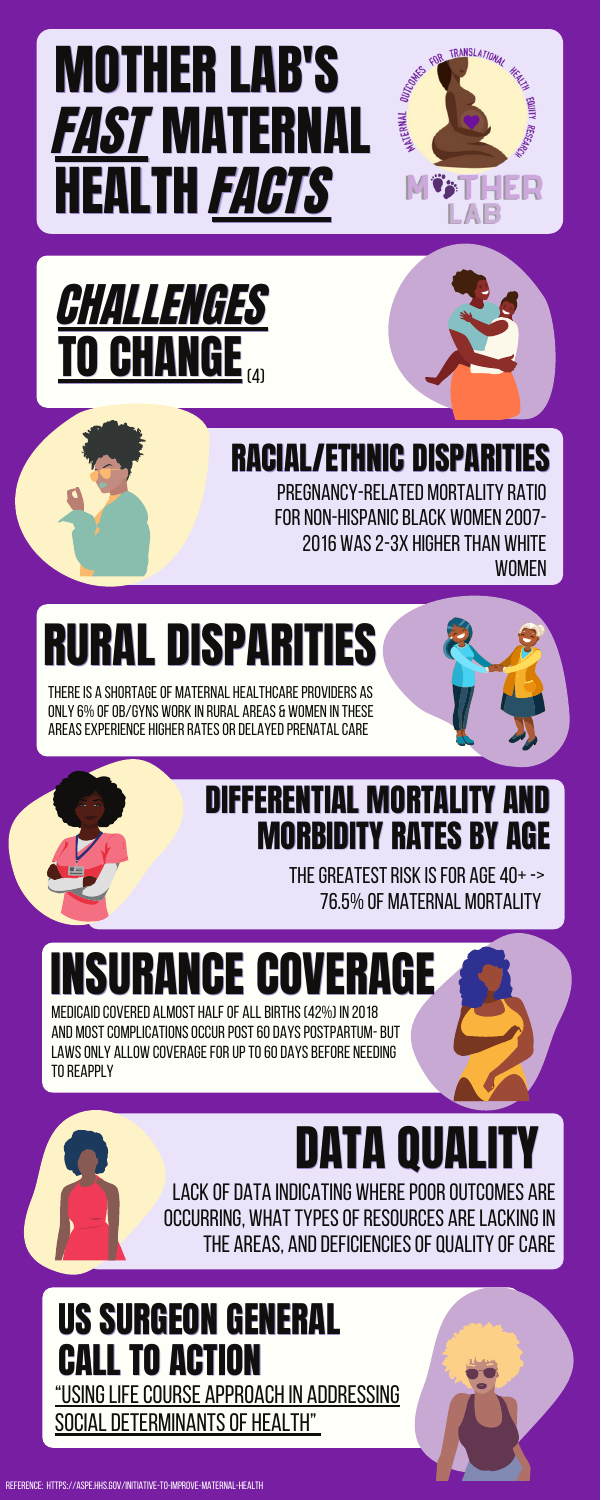# MOTHER LAB'S *FAST* MATERNAL HEALTH *FACTS*

MATERNAL OUTCOMES FOR TRANSLATIONAL HEALTH EQUITY RESEARCH

MOTHER LAB

## *CHALLENGES* TO CHANGE (4)

### RACIAL/ETHNIC DISPARITIES

PREGNANCY-RELATED MORTALITY RATIO FOR NON-HISPANIC BLACK WOMEN 2007-2016 WAS 2-3X HIGHER THAN WHITE WOMEN

### RURAL DISPARITIES

THERE IS A SHORTAGE OF MATERNAL HEALTHCARE PROVIDERS AS ONLY 6% OF OB/GYNS WORK IN RURAL AREAS & WOMEN IN THESE AREAS EXPERIENCE HIGHER RATES OR DELAYED PRENATAL CARE

### DIFFERENTIAL MORTALITY AND MORBIDITY RATES BY AGE

THE GREATEST RISK IS FOR AGE 40+ -> 76.5% OF MATERNAL MORTALITY

### INSURANCE COVERAGE

MEDICAID COVERED ALMOST HALF OF ALL BIRTHS (42%) IN 2018 AND MOST COMPLICATIONS OCCUR POST 60 DAYS POSTPARTUM- BUT LAWS ONLY ALLOW COVERAGE FOR UP TO 60 DAYS BEFORE NEEDING TO REAPPLY

### DATA QUALITY

LACK OF DATA INDICATING WHERE POOR OUTCOMES ARE OCCURRING, WHAT TYPES OF RESOURCES ARE LACKING IN THE AREAS, AND DEFICIENCIES OF QUALITY OF CARE

### US SURGEON GENERAL CALL TO ACTION

"USING LIFE COURSE APPROACH IN ADDRESSING SOCIAL DETERMINANTS OF HEALTH"

REFERENCE: HTTPS://ASPE.HHS.GOV/INITIATIVE-TO-IMPROVE-MATERNAL-HEALTH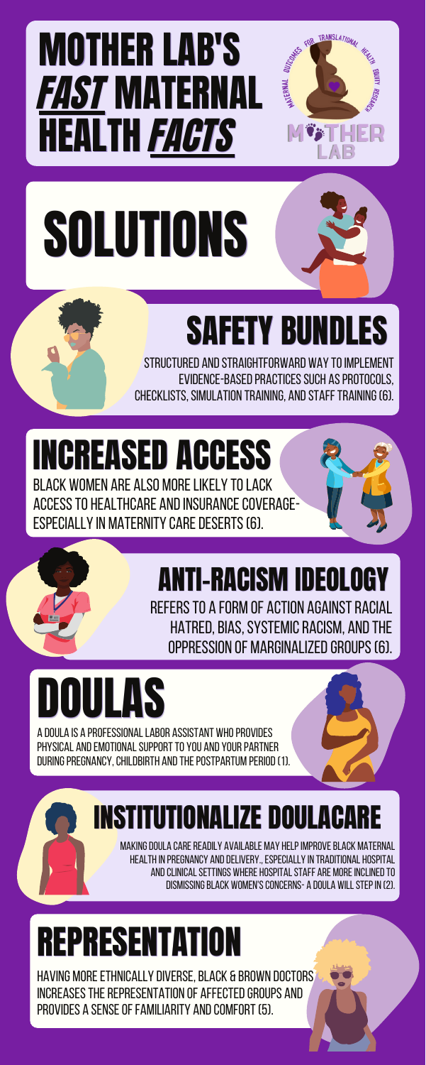# MOTHER LAB'S *FAST* MATERNAL HEALTH *FACTS*

MATERNAL OUTCOMES FOR TRANSLATIONAL HEALTH EQUITY RESEARCH

MOTHER LAB

# SOLUTIONS

## SAFETY BUNDLES

STRUCTURED AND STRAIGHTFORWARD WAY TO IMPLEMENT EVIDENCE-BASED PRACTICES SUCH AS PROTOCOLS, CHECKLISTS, SIMULATION TRAINING, AND STAFF TRAINING (6).

## INCREASED ACCESS

BLACK WOMEN ARE ALSO MORE LIKELY TO LACK ACCESS TO HEALTHCARE AND INSURANCE COVERAGE- ESPECIALLY IN MATERNITY CARE DESERTS (6).

## ANTI-RACISM IDEOLOGY

REFERS TO A FORM OF ACTION AGAINST RACIAL HATRED, BIAS, SYSTEMIC RACISM, AND THE OPPRESSION OF MARGINALIZED GROUPS (6).

## DOULAS

A DOULA IS A PROFESSIONAL LABOR ASSISTANT WHO PROVIDES PHYSICAL AND EMOTIONAL SUPPORT TO YOU AND YOUR PARTNER DURING PREGNANCY, CHILDBIRTH AND THE POSTPARTUM PERIOD (1).

## INSTITUTIONALIZE DOULACARE

MAKING DOULA CARE READILY AVAILABLE MAY HELP IMPROVE BLACK MATERNAL HEALTH IN PREGNANCY AND DELIVERY., ESPECIALLY IN TRADITIONAL HOSPITAL AND CLINICAL SETTINGS WHERE HOSPITAL STAFF ARE MORE INCLINED TO DISMISSING BLACK WOMEN'S CONCERNS- A DOULA WILL STEP IN (2).

## REPRESENTATION

HAVING MORE ETHNICALLY DIVERSE, BLACK & BROWN DOCTORS INCREASES THE REPRESENTATION OF AFFECTED GROUPS AND PROVIDES A SENSE OF FAMILIARITY AND COMFORT (5).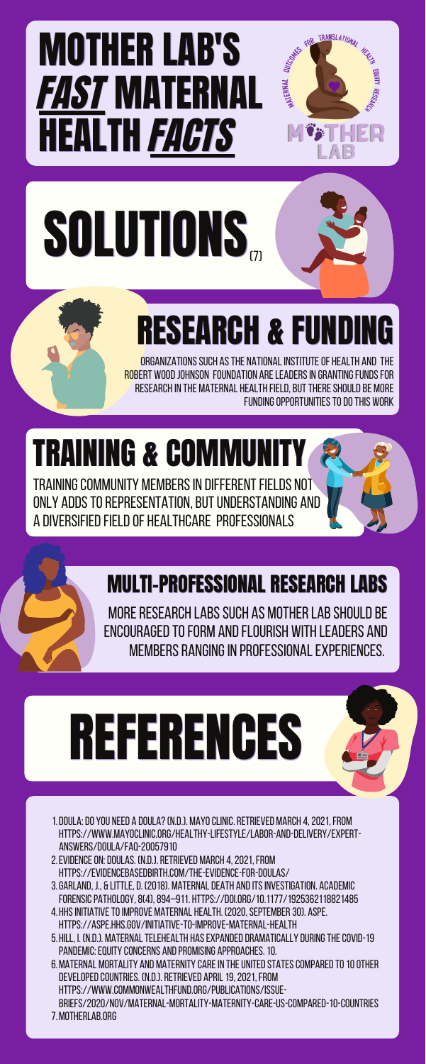# MOTHER LAB'S *FAST* MATERNAL HEALTH *FACTS*

MATERNAL OUTCOMES FOR TRANSLATIONAL HEALTH EQUITY RESEARCH

MOTHER LAB

# SOLUTIONS [7]

## RESEARCH & FUNDING

ORGANIZATIONS SUCH AS THE NATIONAL INSTITUTE OF HEALTH AND THE ROBERT WOOD JOHNSON FOUNDATION ARE LEADERS IN GRANTING FUNDS FOR RESEARCH IN THE MATERNAL HEALTH FIELD, BUT THERE SHOULD BE MORE FUNDING OPPORTUNITIES TO DO THIS WORK

## TRAINING & COMMUNITY

TRAINING COMMUNITY MEMBERS IN DIFFERENT FIELDS NOT ONLY ADDS TO REPRESENTATION, BUT UNDERSTANDING AND A DIVERSIFIED FIELD OF HEALTHCARE PROFESSIONALS

## MULTI-PROFESSIONAL RESEARCH LABS

MORE RESEARCH LABS SUCH AS MOTHER LAB SHOULD BE ENCOURAGED TO FORM AND FLOURISH WITH LEADERS AND MEMBERS RANGING IN PROFESSIONAL EXPERIENCES.

# REFERENCES

1. DOULA: DO YOU NEED A DOULA? (N.D.). MAYO CLINIC. RETRIEVED MARCH 4, 2021, FROM HTTPS://WWW.MAYOCLINIC.ORG/HEALTHY-LIFESTYLE/LABOR-AND-DELIVERY/EXPERT-ANSWERS/DOULA/FAQ-20057910
2. EVIDENCE ON: DOULAS. (N.D.). RETRIEVED MARCH 4, 2021, FROM HTTPS://EVIDENCEBASEDBIRTH.COM/THE-EVIDENCE-FOR-DOULAS/
3. GARLAND, J., & LITTLE, D. (2018). MATERNAL DEATH AND ITS INVESTIGATION. ACADEMIC FORENSIC PATHOLOGY, 8(4), 894–911. HTTPS://DOI.ORG/10.1177/1925362118821485
4. HHS INITIATIVE TO IMPROVE MATERNAL HEALTH. (2020, SEPTEMBER 30). ASPE. HTTPS://ASPE.HHS.GOV/INITIATIVE-TO-IMPROVE-MATERNAL-HEALTH
5. HILL, I. (N.D.). MATERNAL TELEHEALTH HAS EXPANDED DRAMATICALLY DURING THE COVID-19 PANDEMIC: EQUITY CONCERNS AND PROMISING APPROACHES. 10.
6. MATERNAL MORTALITY AND MATERNITY CARE IN THE UNITED STATES COMPARED TO 10 OTHER DEVELOPED COUNTRIES. (N.D.). RETRIEVED APRIL 19, 2021, FROM HTTPS://WWW.COMMONWEALTHFUND.ORG/PUBLICATIONS/ISSUE-BRIEFS/2020/NOV/MATERNAL-MORTALITY-MATERNITY-CARE-US-COMPARED-10-COUNTRIES
7. MOTHERLAB.ORG